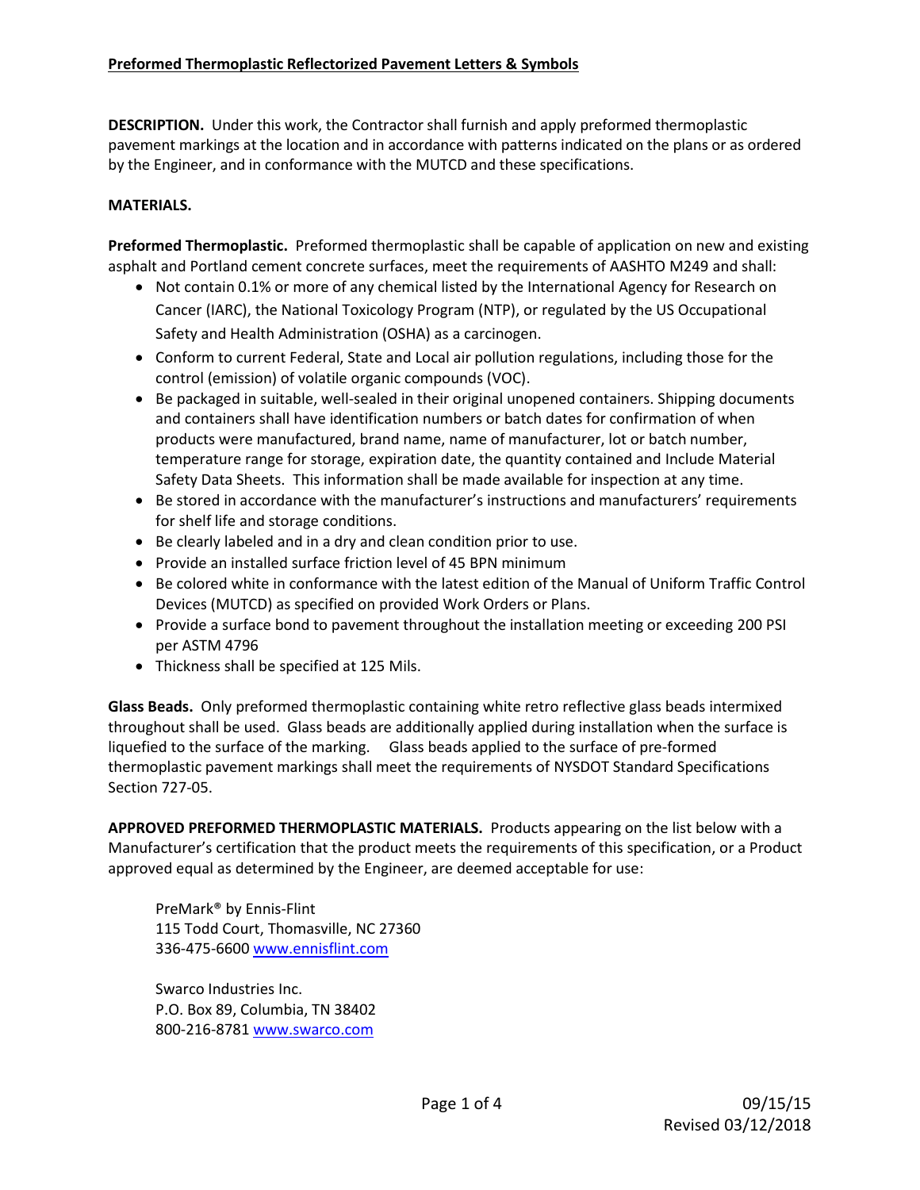**Preformed Thermoplastic Reflectorized Pavement Letters & Symbols**

**DESCRIPTION.** Under this work, the Contractor shall furnish and apply preformed thermoplastic pavement markings at the location and in accordance with patterns indicated on the plans or as ordered by the Engineer, and in conformance with the MUTCD and these specifications.

**MATERIALS.**

**Preformed Thermoplastic.** Preformed thermoplastic shall be capable of application on new and existing asphalt and Portland cement concrete surfaces, meet the requirements of AASHTO M249 and shall:

- Not contain 0.1% or more of any chemical listed by the International Agency for Research on Cancer (IARC), the National Toxicology Program (NTP), or regulated by the US Occupational Safety and Health Administration (OSHA) as a carcinogen.
- Conform to current Federal, State and Local air pollution regulations, including those for the control (emission) of volatile organic compounds (VOC).
- Be packaged in suitable, well-sealed in their original unopened containers. Shipping documents and containers shall have identification numbers or batch dates for confirmation of when products were manufactured, brand name, name of manufacturer, lot or batch number, temperature range for storage, expiration date, the quantity contained and Include Material Safety Data Sheets. This information shall be made available for inspection at any time.
- Be stored in accordance with the manufacturer's instructions and manufacturers' requirements for shelf life and storage conditions.
- Be clearly labeled and in a dry and clean condition prior to use.
- Provide an installed surface friction level of 45 BPN minimum
- Be colored white in conformance with the latest edition of the Manual of Uniform Traffic Control Devices (MUTCD) as specified on provided Work Orders or Plans.
- Provide a surface bond to pavement throughout the installation meeting or exceeding 200 PSI per ASTM 4796
- Thickness shall be specified at 125 Mils.

**Glass Beads.** Only preformed thermoplastic containing white retro reflective glass beads intermixed throughout shall be used. Glass beads are additionally applied during installation when the surface is liquefied to the surface of the marking. Glass beads applied to the surface of pre-formed thermoplastic pavement markings shall meet the requirements of NYSDOT Standard Specifications Section 727-05.

**APPROVED PREFORMED THERMOPLASTIC MATERIALS.** Products appearing on the list below with a Manufacturer's certification that the product meets the requirements of this specification, or a Product approved equal as determined by the Engineer, are deemed acceptable for use:

PreMark® by Ennis-Flint
115 Todd Court, Thomasville, NC 27360
336-475-6600 www.ennisflint.com

Swarco Industries Inc.
P.O. Box 89, Columbia, TN 38402
800-216-8781 www.swarco.com

09/15/15
Revised 03/12/2018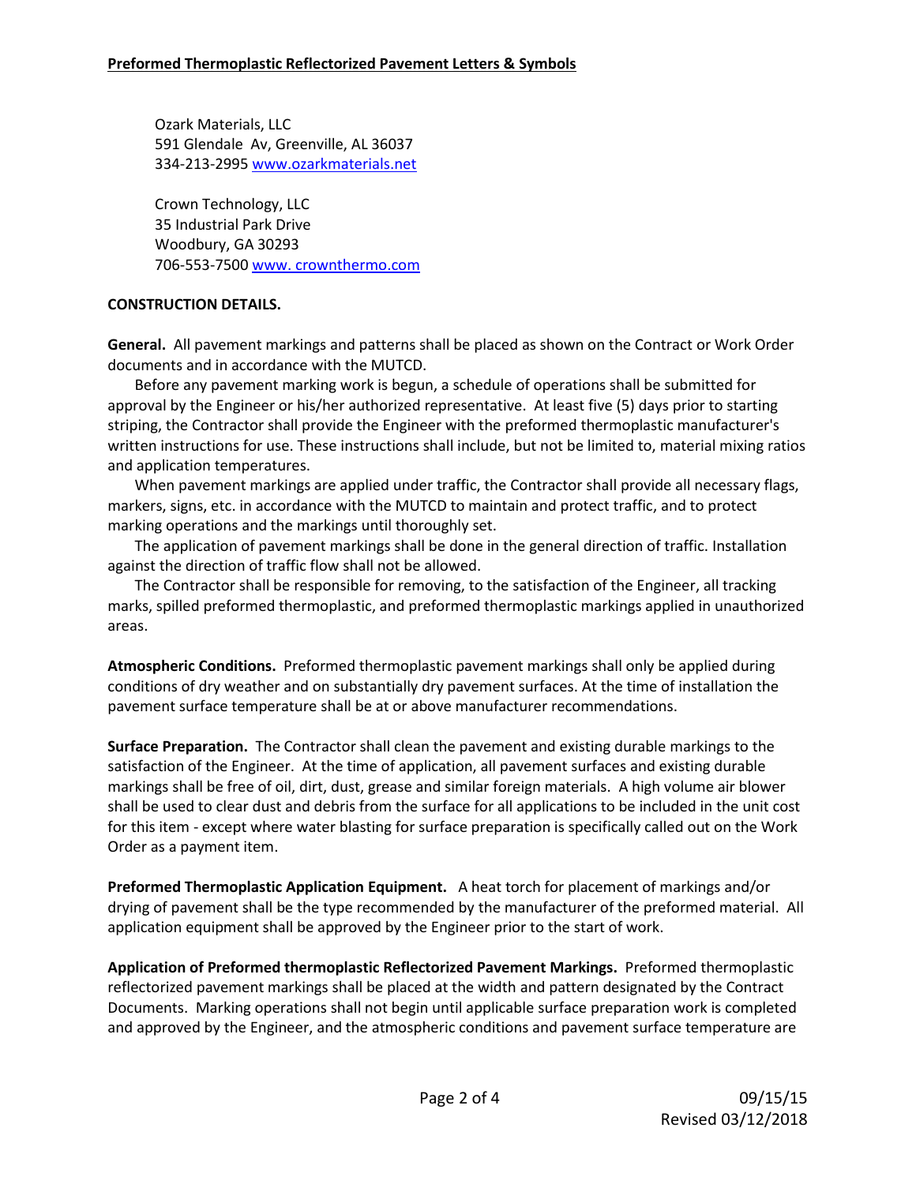Ozark Materials, LLC
591 Glendale Av, Greenville, AL 36037
334-213-2995 [www.ozarkmaterials.net](http://www.ozarkmaterials.net)

Crown Technology, LLC
35 Industrial Park Drive
Woodbury, GA 30293
706-553-7500 [www. crownthermo.com](http://www.crownthermo.com)

**CONSTRUCTION DETAILS.**

**General.** All pavement markings and patterns shall be placed as shown on the Contract or Work Order documents and in accordance with the MUTCD.

Before any pavement marking work is begun, a schedule of operations shall be submitted for approval by the Engineer or his/her authorized representative. At least five (5) days prior to starting striping, the Contractor shall provide the Engineer with the preformed thermoplastic manufacturer's written instructions for use. These instructions shall include, but not be limited to, material mixing ratios and application temperatures.

When pavement markings are applied under traffic, the Contractor shall provide all necessary flags, markers, signs, etc. in accordance with the MUTCD to maintain and protect traffic, and to protect marking operations and the markings until thoroughly set.

The application of pavement markings shall be done in the general direction of traffic. Installation against the direction of traffic flow shall not be allowed.

The Contractor shall be responsible for removing, to the satisfaction of the Engineer, all tracking marks, spilled preformed thermoplastic, and preformed thermoplastic markings applied in unauthorized areas.

**Atmospheric Conditions.** Preformed thermoplastic pavement markings shall only be applied during conditions of dry weather and on substantially dry pavement surfaces. At the time of installation the pavement surface temperature shall be at or above manufacturer recommendations.

**Surface Preparation.** The Contractor shall clean the pavement and existing durable markings to the satisfaction of the Engineer. At the time of application, all pavement surfaces and existing durable markings shall be free of oil, dirt, dust, grease and similar foreign materials. A high volume air blower shall be used to clear dust and debris from the surface for all applications to be included in the unit cost for this item - except where water blasting for surface preparation is specifically called out on the Work Order as a payment item.

**Preformed Thermoplastic Application Equipment.** A heat torch for placement of markings and/or drying of pavement shall be the type recommended by the manufacturer of the preformed material. All application equipment shall be approved by the Engineer prior to the start of work.

**Application of Preformed thermoplastic Reflectorized Pavement Markings.** Preformed thermoplastic reflectorized pavement markings shall be placed at the width and pattern designated by the Contract Documents. Marking operations shall not begin until applicable surface preparation work is completed and approved by the Engineer, and the atmospheric conditions and pavement surface temperature are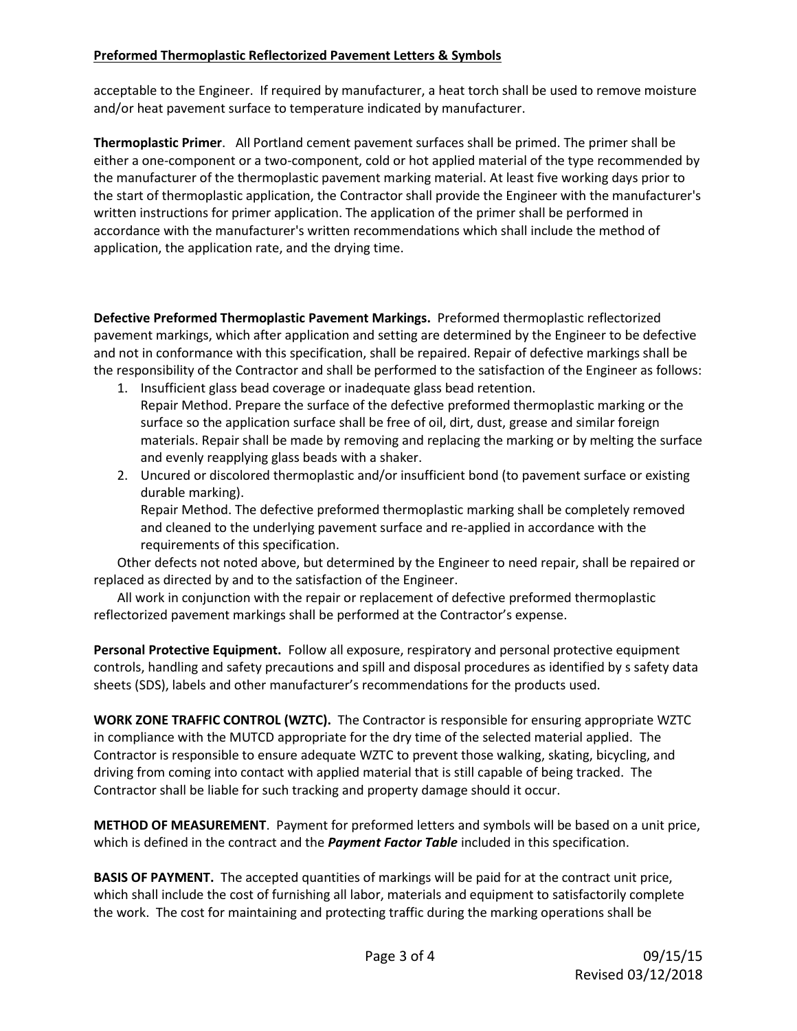acceptable to the Engineer. If required by manufacturer, a heat torch shall be used to remove moisture and/or heat pavement surface to temperature indicated by manufacturer.

**Thermoplastic Primer**. All Portland cement pavement surfaces shall be primed. The primer shall be either a one-component or a two-component, cold or hot applied material of the type recommended by the manufacturer of the thermoplastic pavement marking material. At least five working days prior to the start of thermoplastic application, the Contractor shall provide the Engineer with the manufacturer's written instructions for primer application. The application of the primer shall be performed in accordance with the manufacturer's written recommendations which shall include the method of application, the application rate, and the drying time.

**Defective Preformed Thermoplastic Pavement Markings.** Preformed thermoplastic reflectorized pavement markings, which after application and setting are determined by the Engineer to be defective and not in conformance with this specification, shall be repaired. Repair of defective markings shall be the responsibility of the Contractor and shall be performed to the satisfaction of the Engineer as follows:

1. Insufficient glass bead coverage or inadequate glass bead retention.
   Repair Method. Prepare the surface of the defective preformed thermoplastic marking or the surface so the application surface shall be free of oil, dirt, dust, grease and similar foreign materials. Repair shall be made by removing and replacing the marking or by melting the surface and evenly reapplying glass beads with a shaker.
2. Uncured or discolored thermoplastic and/or insufficient bond (to pavement surface or existing durable marking).
   Repair Method. The defective preformed thermoplastic marking shall be completely removed and cleaned to the underlying pavement surface and re-applied in accordance with the requirements of this specification.

Other defects not noted above, but determined by the Engineer to need repair, shall be repaired or replaced as directed by and to the satisfaction of the Engineer.

All work in conjunction with the repair or replacement of defective preformed thermoplastic reflectorized pavement markings shall be performed at the Contractor's expense.

**Personal Protective Equipment.** Follow all exposure, respiratory and personal protective equipment controls, handling and safety precautions and spill and disposal procedures as identified by s safety data sheets (SDS), labels and other manufacturer's recommendations for the products used.

**WORK ZONE TRAFFIC CONTROL (WZTC).** The Contractor is responsible for ensuring appropriate WZTC in compliance with the MUTCD appropriate for the dry time of the selected material applied. The Contractor is responsible to ensure adequate WZTC to prevent those walking, skating, bicycling, and driving from coming into contact with applied material that is still capable of being tracked. The Contractor shall be liable for such tracking and property damage should it occur.

**METHOD OF MEASUREMENT**. Payment for preformed letters and symbols will be based on a unit price, which is defined in the contract and the ***Payment Factor Table*** included in this specification.

**BASIS OF PAYMENT.** The accepted quantities of markings will be paid for at the contract unit price, which shall include the cost of furnishing all labor, materials and equipment to satisfactorily complete the work. The cost for maintaining and protecting traffic during the marking operations shall be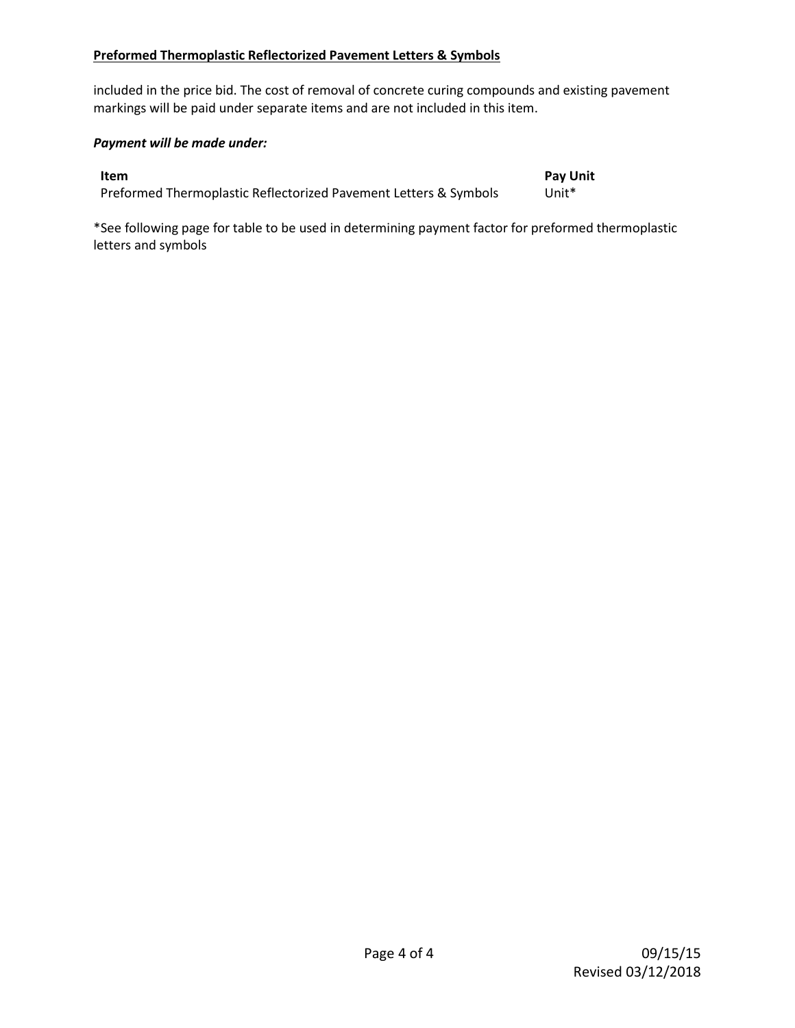included in the price bid. The cost of removal of concrete curing compounds and existing pavement markings will be paid under separate items and are not included in this item.

***Payment will be made under:***

| Item | Pay Unit |
|---|---|
| Preformed Thermoplastic Reflectorized Pavement Letters & Symbols | Unit* |

*See following page for table to be used in determining payment factor for preformed thermoplastic letters and symbols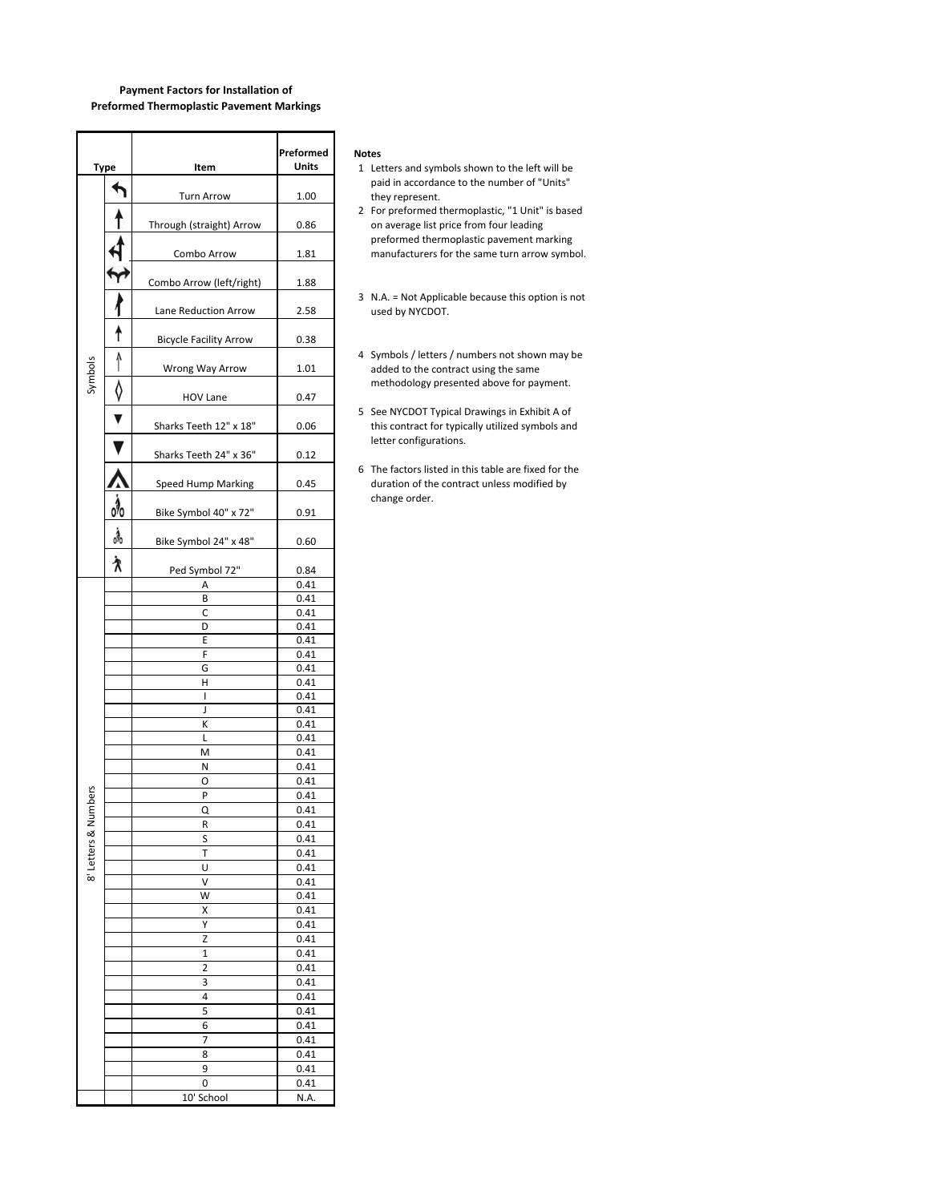## Payment Factors for Installation of Preformed Thermoplastic Pavement Markings

| Type | | Item | Preformed Units |
|---|---|---|---|
| Symbols | | Turn Arrow | 1.00 |
| | | Through (straight) Arrow | 0.86 |
| | | Combo Arrow | 1.81 |
| | | Combo Arrow (left/right) | 1.88 |
| | | Lane Reduction Arrow | 2.58 |
| | | Bicycle Facility Arrow | 0.38 |
| | | Wrong Way Arrow | 1.01 |
| | | HOV Lane | 0.47 |
| | | Sharks Teeth 12" x 18" | 0.06 |
| | | Sharks Teeth 24" x 36" | 0.12 |
| | | Speed Hump Marking | 0.45 |
| | | Bike Symbol 40" x 72" | 0.91 |
| | | Bike Symbol 24" x 48" | 0.60 |
| | | Ped Symbol 72" | 0.84 |
| 8' Letters & Numbers | | A | 0.41 |
| | | B | 0.41 |
| | | C | 0.41 |
| | | D | 0.41 |
| | | E | 0.41 |
| | | F | 0.41 |
| | | G | 0.41 |
| | | H | 0.41 |
| | | I | 0.41 |
| | | J | 0.41 |
| | | K | 0.41 |
| | | L | 0.41 |
| | | M | 0.41 |
| | | N | 0.41 |
| | | O | 0.41 |
| | | P | 0.41 |
| | | Q | 0.41 |
| | | R | 0.41 |
| | | S | 0.41 |
| | | T | 0.41 |
| | | U | 0.41 |
| | | V | 0.41 |
| | | W | 0.41 |
| | | X | 0.41 |
| | | Y | 0.41 |
| | | Z | 0.41 |
| | | 1 | 0.41 |
| | | 2 | 0.41 |
| | | 3 | 0.41 |
| | | 4 | 0.41 |
| | | 5 | 0.41 |
| | | 6 | 0.41 |
| | | 7 | 0.41 |
| | | 8 | 0.41 |
| | | 9 | 0.41 |
| | | 0 | 0.41 |
| | | 10' School | N.A. |

**Notes**

1. Letters and symbols shown to the left will be paid in accordance to the number of "Units" they represent.
2. For preformed thermoplastic, "1 Unit" is based on average list price from four leading preformed thermoplastic pavement marking manufacturers for the same turn arrow symbol.
3. N.A. = Not Applicable because this option is not used by NYCDOT.
4. Symbols / letters / numbers not shown may be added to the contract using the same methodology presented above for payment.
5. See NYCDOT Typical Drawings in Exhibit A of this contract for typically utilized symbols and letter configurations.
6. The factors listed in this table are fixed for the duration of the contract unless modified by change order.